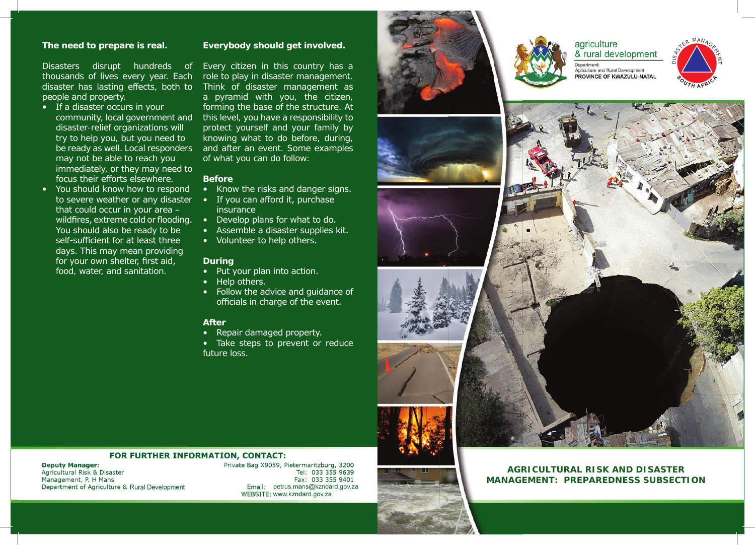## The need to prepare is real.

Disasters disrupt hundreds of thousands of lives every year. Each disaster has lasting effects, both to people and property.

- If a disaster occurs in your community, local government and disaster-relief organizations will try to help you, but you need to be ready as well. Local responders may not be able to reach you immediately, or they may need to focus their efforts elsewhere.
- You should know how to respond to severe weather or any disaster that could occur in your area – wildfires, extreme cold or flooding. You should also be ready to be self-sufficient for at least three days. This may mean providing for your own shelter, first aid, food, water, and sanitation.

## Everybody should get involved.

Every citizen in this country has a role to play in disaster management. Think of disaster management as a pyramid with you, the citizen, forming the base of the structure. At this level, you have a responsibility to protect yourself and your family by knowing what to do before, during, and after an event. Some examples of what you can do follow:

**Before**

- Know the risks and danger signs.
- If you can afford it, purchase insurance
- Develop plans for what to do.
- Assemble a disaster supplies kit.
- Volunteer to help others.

**During**

- Put your plan into action.
- Help others.
- Follow the advice and guidance of officials in charge of the event.

**After**

- Repair damaged property.
- Take steps to prevent or reduce future loss.

### FOR FURTHER INFORMATION, CONTACT:

**Deputy Manager:**
Agricultural Risk & Disaster
Management, P. H Mans
Department of Agriculture & Rural Development

Private Bag X9059, Pietermaritzburg, 3200
Tel: 033 355 9639
Fax: 033 355 9401
Email: petrus.mans@kzndard.gov.za
WEBSITE: www.kzndard.gov.za

agriculture
& rural development
Department:
Agriculture and Rural Development
PROVINCE OF KWAZULU-NATAL

DISASTER MANAGEMENT
SOUTH AFRICA

# AGRICULTURAL RISK AND DISASTER MANAGEMENT: PREPAREDNESS SUBSECTION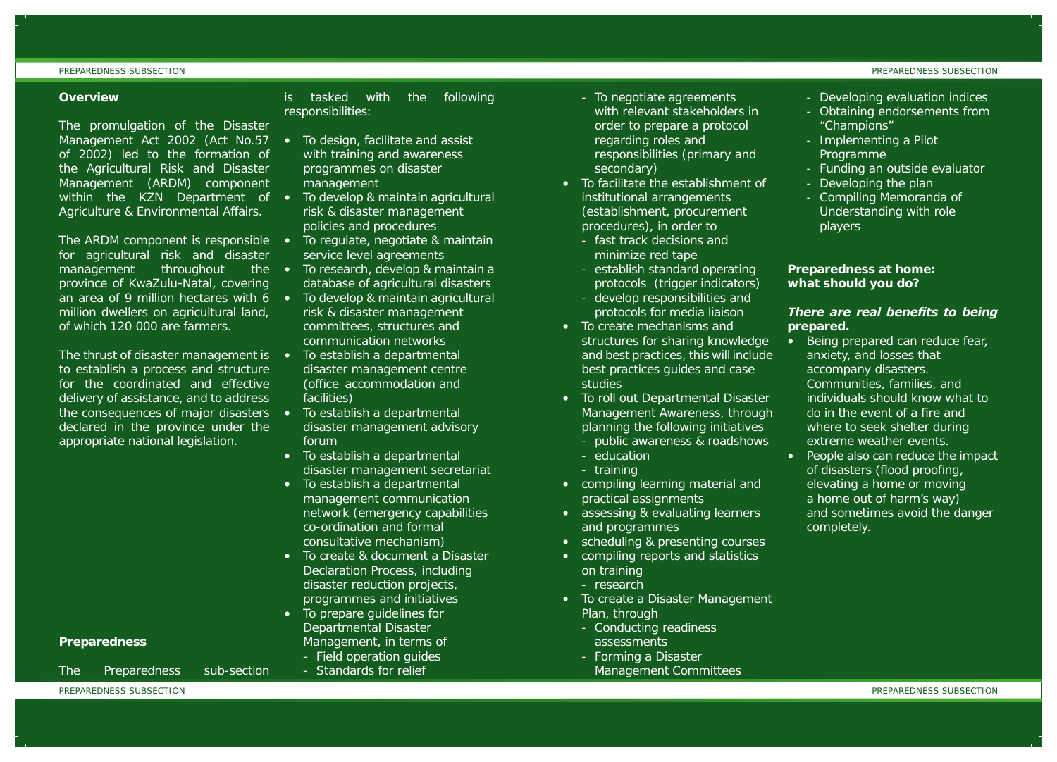### Overview

The promulgation of the Disaster Management Act 2002 (Act No.57 of 2002) led to the formation of the Agricultural Risk and Disaster Management (ARDM) component within the KZN Department of Agriculture & Environmental Affairs.

The ARDM component is responsible for agricultural risk and disaster management throughout the province of KwaZulu-Natal, covering an area of 9 million hectares with 6 million dwellers on agricultural land, of which 120 000 are farmers.

The thrust of disaster management is to establish a process and structure for the coordinated and effective delivery of assistance, and to address the consequences of major disasters declared in the province under the appropriate national legislation.

### Preparedness

The Preparedness sub-section is tasked with the following responsibilities:

- To design, facilitate and assist with training and awareness programmes on disaster management
- To develop & maintain agricultural risk & disaster management policies and procedures
- To regulate, negotiate & maintain service level agreements
- To research, develop & maintain a database of agricultural disasters
- To develop & maintain agricultural risk & disaster management committees, structures and communication networks
- To establish a departmental disaster management centre (office accommodation and facilities)
- To establish a departmental disaster management advisory forum
- To establish a departmental disaster management secretariat
- To establish a departmental management communication network (emergency capabilities co-ordination and formal consultative mechanism)
- To create & document a Disaster Declaration Process, including disaster reduction projects, programmes and initiatives
- To prepare guidelines for Departmental Disaster Management, in terms of
  - Field operation guides
  - Standards for relief
  - To negotiate agreements with relevant stakeholders in order to prepare a protocol regarding roles and responsibilities (primary and secondary)
- To facilitate the establishment of institutional arrangements (establishment, procurement procedures), in order to
  - fast track decisions and minimize red tape
  - establish standard operating protocols (trigger indicators)
  - develop responsibilities and protocols for media liaison
- To create mechanisms and structures for sharing knowledge and best practices, this will include best practices guides and case studies
- To roll out Departmental Disaster Management Awareness, through planning the following initiatives
  - public awareness & roadshows
  - education
  - training
- compiling learning material and practical assignments
- assessing & evaluating learners and programmes
- scheduling & presenting courses
- compiling reports and statistics on training
  - research
- To create a Disaster Management Plan, through
  - Conducting readiness assessments
  - Forming a Disaster Management Committees
  - Developing evaluation indices
  - Obtaining endorsements from "Champions"
  - Implementing a Pilot Programme
  - Funding an outside evaluator
  - Developing the plan
  - Compiling Memoranda of Understanding with role players

### Preparedness at home: what should you do?

***There are real benefits to being prepared.***

- Being prepared can reduce fear, anxiety, and losses that accompany disasters. Communities, families, and individuals should know what to do in the event of a fire and where to seek shelter during extreme weather events.
- People also can reduce the impact of disasters (flood proofing, elevating a home or moving a home out of harm's way) and sometimes avoid the danger completely.